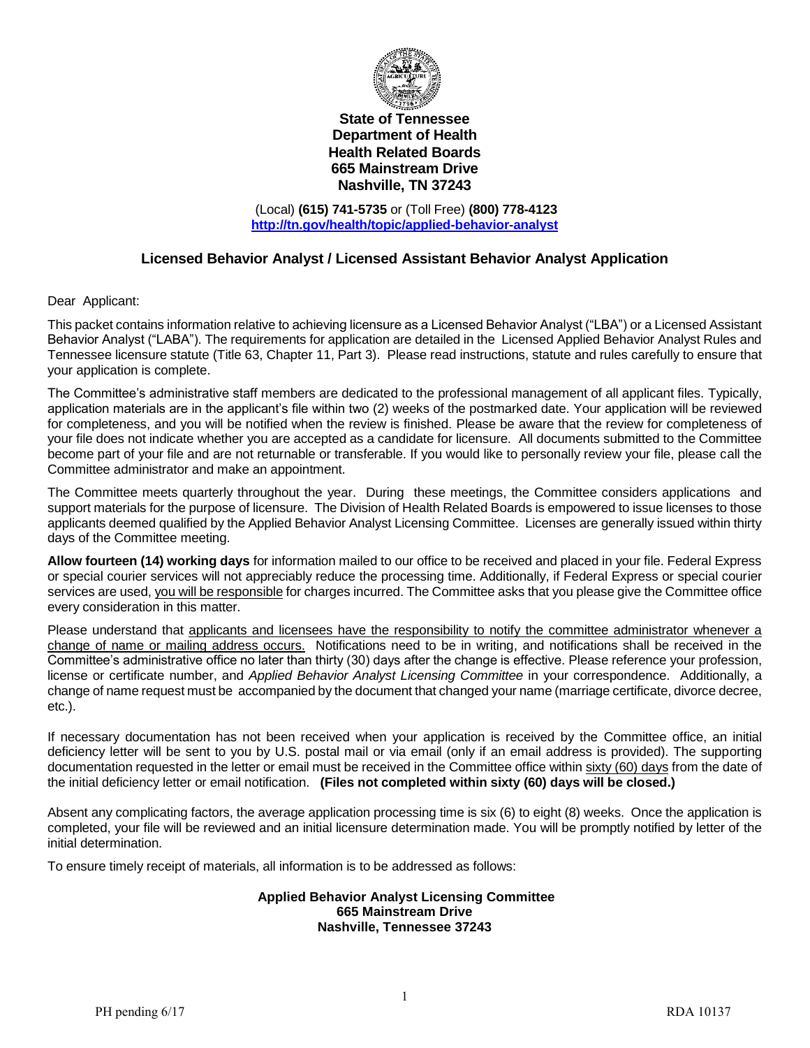**State of Tennessee**
**Department of Health**
**Health Related Boards**
**665 Mainstream Drive**
**Nashville, TN 37243**

(Local) **(615) 741-5735** or (Toll Free) **(800) 778-4123**
**http://tn.gov/health/topic/applied-behavior-analyst**

## Licensed Behavior Analyst / Licensed Assistant Behavior Analyst Application

Dear Applicant:

This packet contains information relative to achieving licensure as a Licensed Behavior Analyst ("LBA") or a Licensed Assistant Behavior Analyst ("LABA"). The requirements for application are detailed in the Licensed Applied Behavior Analyst Rules and Tennessee licensure statute (Title 63, Chapter 11, Part 3). Please read instructions, statute and rules carefully to ensure that your application is complete.

The Committee's administrative staff members are dedicated to the professional management of all applicant files. Typically, application materials are in the applicant's file within two (2) weeks of the postmarked date. Your application will be reviewed for completeness, and you will be notified when the review is finished. Please be aware that the review for completeness of your file does not indicate whether you are accepted as a candidate for licensure. All documents submitted to the Committee become part of your file and are not returnable or transferable. If you would like to personally review your file, please call the Committee administrator and make an appointment.

The Committee meets quarterly throughout the year. During these meetings, the Committee considers applications and support materials for the purpose of licensure. The Division of Health Related Boards is empowered to issue licenses to those applicants deemed qualified by the Applied Behavior Analyst Licensing Committee. Licenses are generally issued within thirty days of the Committee meeting.

**Allow fourteen (14) working days** for information mailed to our office to be received and placed in your file. Federal Express or special courier services will not appreciably reduce the processing time. Additionally, if Federal Express or special courier services are used, you will be responsible for charges incurred. The Committee asks that you please give the Committee office every consideration in this matter.

Please understand that applicants and licensees have the responsibility to notify the committee administrator whenever a change of name or mailing address occurs. Notifications need to be in writing, and notifications shall be received in the Committee's administrative office no later than thirty (30) days after the change is effective. Please reference your profession, license or certificate number, and *Applied Behavior Analyst Licensing Committee* in your correspondence. Additionally, a change of name request must be accompanied by the document that changed your name (marriage certificate, divorce decree, etc.).

If necessary documentation has not been received when your application is received by the Committee office, an initial deficiency letter will be sent to you by U.S. postal mail or via email (only if an email address is provided). The supporting documentation requested in the letter or email must be received in the Committee office within sixty (60) days from the date of the initial deficiency letter or email notification. **(Files not completed within sixty (60) days will be closed.)**

Absent any complicating factors, the average application processing time is six (6) to eight (8) weeks. Once the application is completed, your file will be reviewed and an initial licensure determination made. You will be promptly notified by letter of the initial determination.

To ensure timely receipt of materials, all information is to be addressed as follows:

**Applied Behavior Analyst Licensing Committee**
**665 Mainstream Drive**
**Nashville, Tennessee 37243**

PH pending 6/17 RDA 10137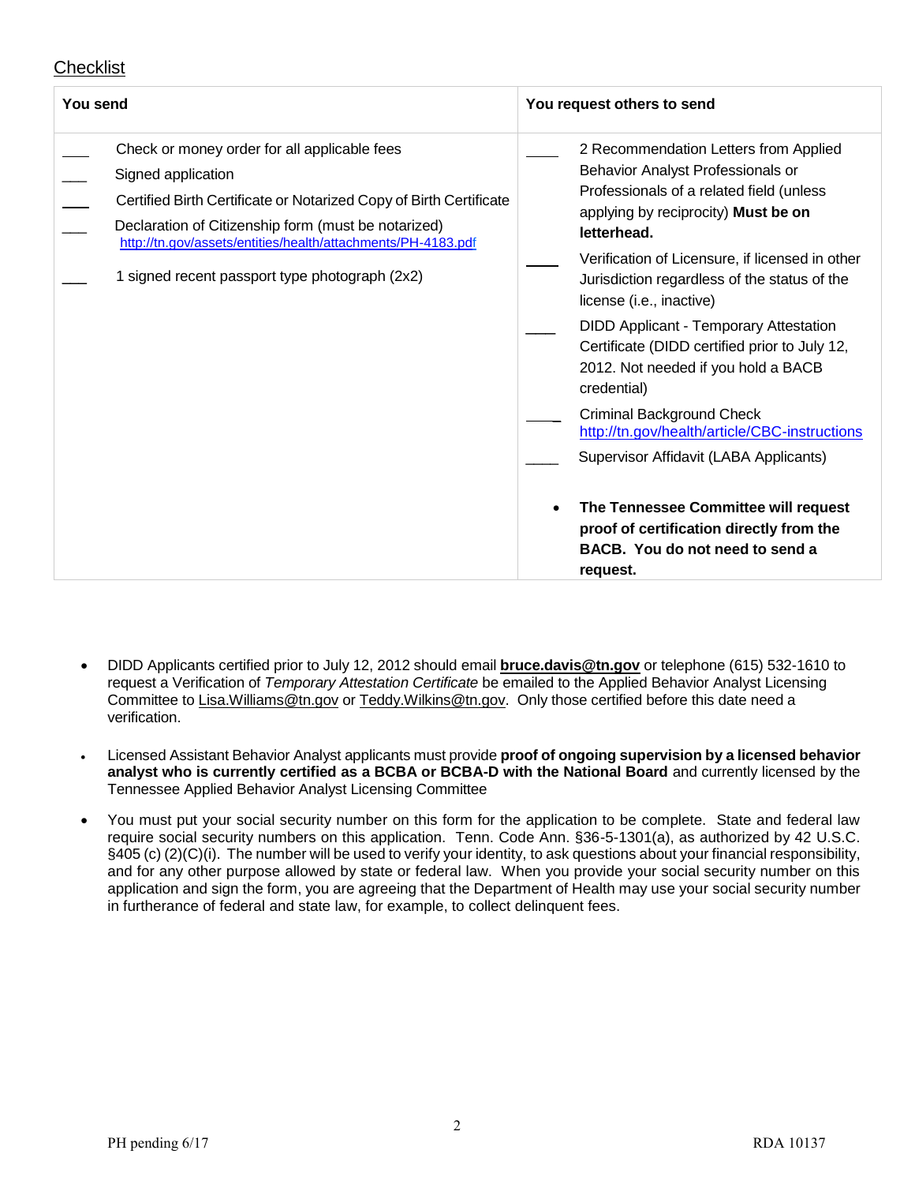## Checklist

| You send | You request others to send |
| --- | --- |
| ___ Check or money order for all applicable fees<br>___ Signed application<br>___ Certified Birth Certificate or Notarized Copy of Birth Certificate<br>___ Declaration of Citizenship form (must be notarized) http://tn.gov/assets/entities/health/attachments/PH-4183.pdf<br>___ 1 signed recent passport type photograph (2x2) | ____ 2 Recommendation Letters from Applied Behavior Analyst Professionals or Professionals of a related field (unless applying by reciprocity) **Must be on letterhead.**<br>____ Verification of Licensure, if licensed in other Jurisdiction regardless of the status of the license (i.e., inactive)<br>____ DIDD Applicant - Temporary Attestation Certificate (DIDD certified prior to July 12, 2012. Not needed if you hold a BACB credential)<br>____ Criminal Background Check http://tn.gov/health/article/CBC-instructions<br>____ Supervisor Affidavit (LABA Applicants)<br><br>• **The Tennessee Committee will request proof of certification directly from the BACB. You do not need to send a request.** |

- DIDD Applicants certified prior to July 12, 2012 should email **bruce.davis@tn.gov** or telephone (615) 532-1610 to request a Verification of *Temporary Attestation Certificate* be emailed to the Applied Behavior Analyst Licensing Committee to Lisa.Williams@tn.gov or Teddy.Wilkins@tn.gov. Only those certified before this date need a verification.

- Licensed Assistant Behavior Analyst applicants must provide **proof of ongoing supervision by a licensed behavior analyst who is currently certified as a BCBA or BCBA-D with the National Board** and currently licensed by the Tennessee Applied Behavior Analyst Licensing Committee

- You must put your social security number on this form for the application to be complete. State and federal law require social security numbers on this application. Tenn. Code Ann. §36-5-1301(a), as authorized by 42 U.S.C. §405 (c) (2)(C)(i). The number will be used to verify your identity, to ask questions about your financial responsibility, and for any other purpose allowed by state or federal law. When you provide your social security number on this application and sign the form, you are agreeing that the Department of Health may use your social security number in furtherance of federal and state law, for example, to collect delinquent fees.

PH pending 6/17 RDA 10137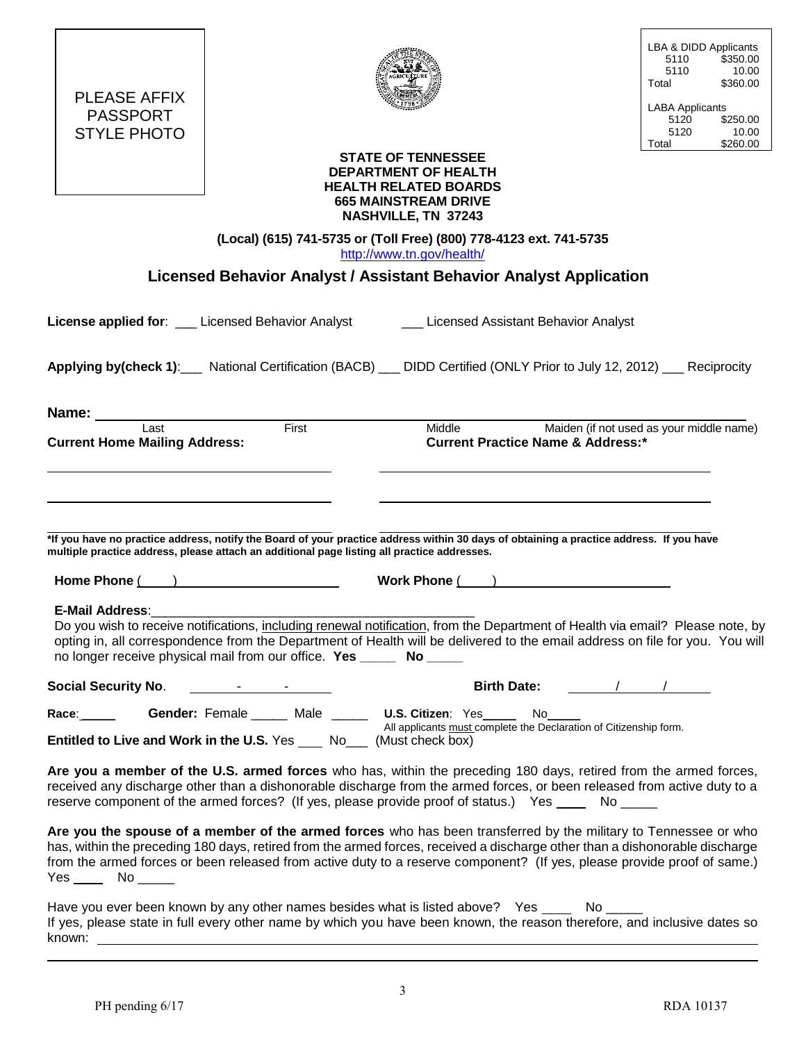PLEASE AFFIX PASSPORT STYLE PHOTO

| LBA & DIDD Applicants | |
|---|---|
| 5110 | $350.00 |
| 5110 | 10.00 |
| Total | $360.00 |
| **LABA Applicants** | |
| 5120 | $250.00 |
| 5120 | 10.00 |
| Total | $260.00 |

**STATE OF TENNESSEE**
**DEPARTMENT OF HEALTH**
**HEALTH RELATED BOARDS**
**665 MAINSTREAM DRIVE**
**NASHVILLE, TN 37243**

**(Local) (615) 741-5735 or (Toll Free) (800) 778-4123 ext. 741-5735**
http://www.tn.gov/health/

## Licensed Behavior Analyst / Assistant Behavior Analyst Application

**License applied for**: ___ Licensed Behavior Analyst ___ Licensed Assistant Behavior Analyst

**Applying by(check 1)**:___ National Certification (BACB) ___ DIDD Certified (ONLY Prior to July 12, 2012) ___ Reciprocity

**Name:** ______________________________________________
Last First Middle Maiden (if not used as your middle name)

**Current Home Mailing Address:**

______________________________
______________________________
______________________________

**Current Practice Name & Address:***

______________________________
______________________________
______________________________

***If you have no practice address, notify the Board of your practice address within 30 days of obtaining a practice address. If you have multiple practice address, please attach an additional page listing all practice addresses.**

**Home Phone** (____) ____________________ **Work Phone** (____) ____________________

**E-Mail Address**:_____________________________________________

Do you wish to receive notifications, including renewal notification, from the Department of Health via email? Please note, by opting in, all correspondence from the Department of Health will be delivered to the email address on file for you. You will no longer receive physical mail from our office. **Yes _____ No _____**

**Social Security No**. ______-______-______ **Birth Date:** ______/______/______

**Race**:_____ **Gender:** Female _____ Male _____ **U.S. Citizen**: Yes_____ No_____
All applicants must complete the Declaration of Citizenship form.

**Entitled to Live and Work in the U.S.** Yes ___ No___ (Must check box)

**Are you a member of the U.S. armed forces** who has, within the preceding 180 days, retired from the armed forces, received any discharge other than a dishonorable discharge from the armed forces, or been released from active duty to a reserve component of the armed forces? (If yes, please provide proof of status.) Yes ____ No _____

**Are you the spouse of a member of the armed forces** who has been transferred by the military to Tennessee or who has, within the preceding 180 days, retired from the armed forces, received a discharge other than a dishonorable discharge from the armed forces or been released from active duty to a reserve component? (If yes, please provide proof of same.) Yes ____ No _____

Have you ever been known by any other names besides what is listed above? Yes ____ No _____
If yes, please state in full every other name by which you have been known, the reason therefore, and inclusive dates so known: ______________________________________________

______________________________________________

PH pending 6/17 RDA 10137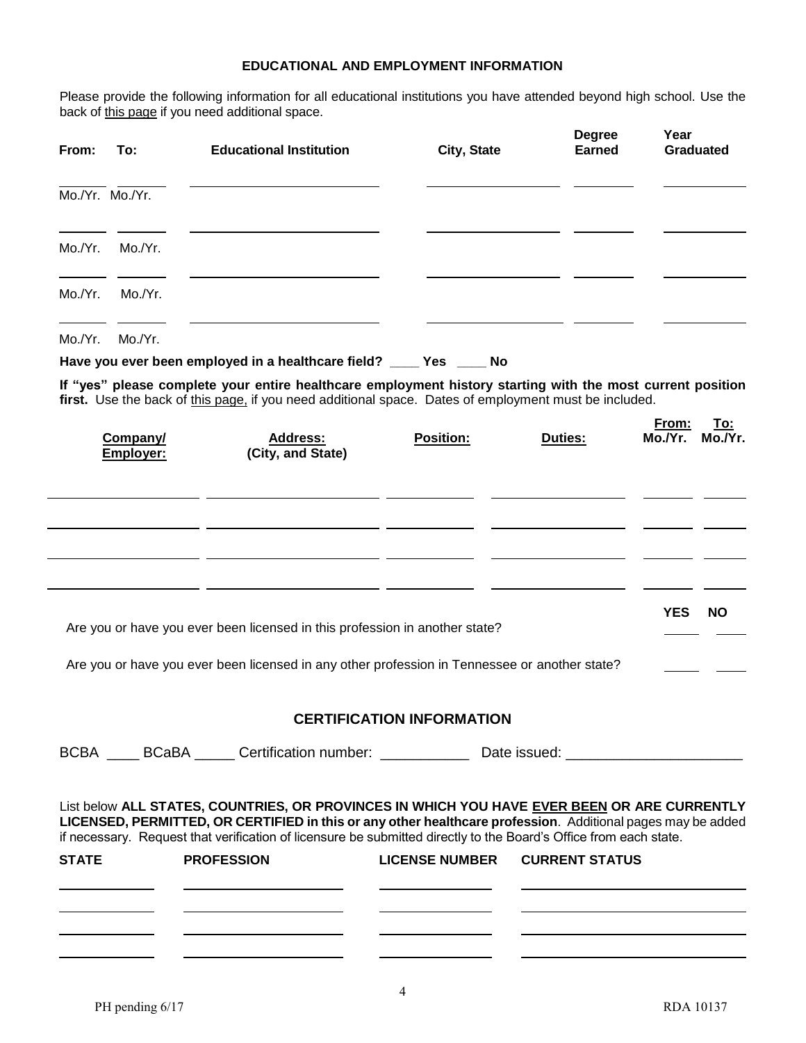### EDUCATIONAL AND EMPLOYMENT INFORMATION

Please provide the following information for all educational institutions you have attended beyond high school. Use the back of this page if you need additional space.

| From: | To: | Educational Institution | City, State | Degree Earned | Year Graduated |
|---|---|---|---|---|---|
| Mo./Yr. | Mo./Yr. | | | | |
| Mo./Yr. | Mo./Yr. | | | | |
| Mo./Yr. | Mo./Yr. | | | | |
| Mo./Yr. | Mo./Yr. | | | | |

**Have you ever been employed in a healthcare field? ____ Yes ____ No**

**If "yes" please complete your entire healthcare employment history starting with the most current position first.** Use the back of this page, if you need additional space. Dates of employment must be included.

| Company/ Employer: | Address: (City, and State) | Position: | Duties: | From: Mo./Yr. | To: Mo./Yr. |
|---|---|---|---|---|---|
| | | | | | |
| | | | | | |
| | | | | | |
| | | | | | |

| | YES | NO |
|---|---|---|
| Are you or have you ever been licensed in this profession in another state? | | |
| Are you or have you ever been licensed in any other profession in Tennessee or another state? | | |

### CERTIFICATION INFORMATION

BCBA ____ BCaBA _____ Certification number: ___________ Date issued: _____________________

List below **ALL STATES, COUNTRIES, OR PROVINCES IN WHICH YOU HAVE EVER BEEN OR ARE CURRENTLY LICENSED, PERMITTED, OR CERTIFIED in this or any other healthcare profession**. Additional pages may be added if necessary. Request that verification of licensure be submitted directly to the Board's Office from each state.

| STATE | PROFESSION | LICENSE NUMBER | CURRENT STATUS |
|---|---|---|---|
| | | | |
| | | | |
| | | | |
| | | | |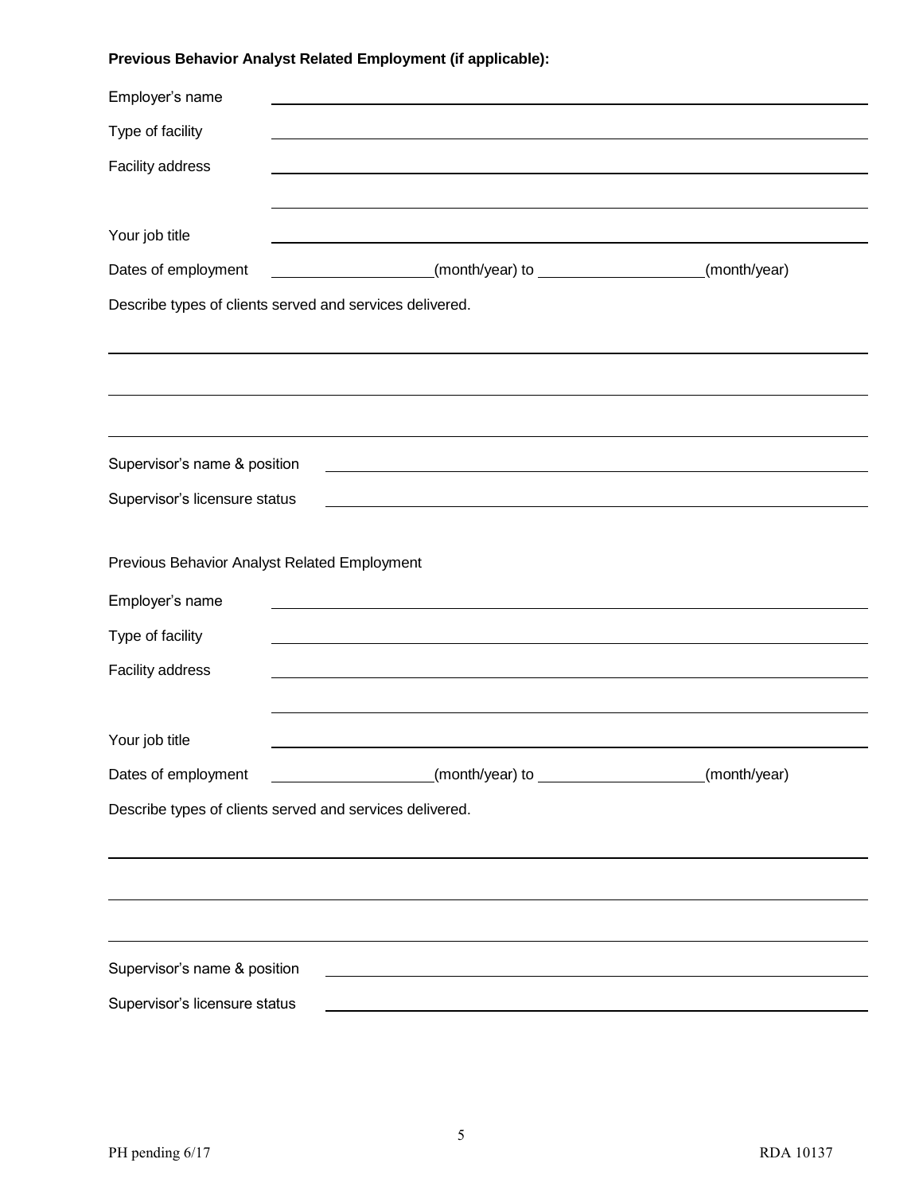**Previous Behavior Analyst Related Employment (if applicable):**

Employer's name \_\_\_\_\_\_\_\_\_\_\_\_\_\_\_\_\_\_\_\_\_\_\_\_\_\_\_\_\_\_\_\_\_\_\_\_\_\_\_\_

Type of facility \_\_\_\_\_\_\_\_\_\_\_\_\_\_\_\_\_\_\_\_\_\_\_\_\_\_\_\_\_\_\_\_\_\_\_\_\_\_\_\_

Facility address \_\_\_\_\_\_\_\_\_\_\_\_\_\_\_\_\_\_\_\_\_\_\_\_\_\_\_\_\_\_\_\_\_\_\_\_\_\_\_\_

\_\_\_\_\_\_\_\_\_\_\_\_\_\_\_\_\_\_\_\_\_\_\_\_\_\_\_\_\_\_\_\_\_\_\_\_\_\_\_\_

Your job title \_\_\_\_\_\_\_\_\_\_\_\_\_\_\_\_\_\_\_\_\_\_\_\_\_\_\_\_\_\_\_\_\_\_\_\_\_\_\_\_

Dates of employment \_\_\_\_\_\_\_\_\_\_\_\_\_\_\_\_(month/year) to \_\_\_\_\_\_\_\_\_\_\_\_\_\_\_\_(month/year)

Describe types of clients served and services delivered.

\_\_\_\_\_\_\_\_\_\_\_\_\_\_\_\_\_\_\_\_\_\_\_\_\_\_\_\_\_\_\_\_\_\_\_\_\_\_\_\_\_\_\_\_\_\_\_\_\_\_\_\_

\_\_\_\_\_\_\_\_\_\_\_\_\_\_\_\_\_\_\_\_\_\_\_\_\_\_\_\_\_\_\_\_\_\_\_\_\_\_\_\_\_\_\_\_\_\_\_\_\_\_\_\_

\_\_\_\_\_\_\_\_\_\_\_\_\_\_\_\_\_\_\_\_\_\_\_\_\_\_\_\_\_\_\_\_\_\_\_\_\_\_\_\_\_\_\_\_\_\_\_\_\_\_\_\_

Supervisor's name & position \_\_\_\_\_\_\_\_\_\_\_\_\_\_\_\_\_\_\_\_\_\_\_\_\_\_\_\_\_\_\_\_\_\_\_\_\_\_\_\_

Supervisor's licensure status \_\_\_\_\_\_\_\_\_\_\_\_\_\_\_\_\_\_\_\_\_\_\_\_\_\_\_\_\_\_\_\_\_\_\_\_\_\_\_\_

Previous Behavior Analyst Related Employment

Employer's name \_\_\_\_\_\_\_\_\_\_\_\_\_\_\_\_\_\_\_\_\_\_\_\_\_\_\_\_\_\_\_\_\_\_\_\_\_\_\_\_

Type of facility \_\_\_\_\_\_\_\_\_\_\_\_\_\_\_\_\_\_\_\_\_\_\_\_\_\_\_\_\_\_\_\_\_\_\_\_\_\_\_\_

Facility address \_\_\_\_\_\_\_\_\_\_\_\_\_\_\_\_\_\_\_\_\_\_\_\_\_\_\_\_\_\_\_\_\_\_\_\_\_\_\_\_

\_\_\_\_\_\_\_\_\_\_\_\_\_\_\_\_\_\_\_\_\_\_\_\_\_\_\_\_\_\_\_\_\_\_\_\_\_\_\_\_

Your job title \_\_\_\_\_\_\_\_\_\_\_\_\_\_\_\_\_\_\_\_\_\_\_\_\_\_\_\_\_\_\_\_\_\_\_\_\_\_\_\_

Dates of employment \_\_\_\_\_\_\_\_\_\_\_\_\_\_\_\_(month/year) to \_\_\_\_\_\_\_\_\_\_\_\_\_\_\_\_(month/year)

Describe types of clients served and services delivered.

\_\_\_\_\_\_\_\_\_\_\_\_\_\_\_\_\_\_\_\_\_\_\_\_\_\_\_\_\_\_\_\_\_\_\_\_\_\_\_\_\_\_\_\_\_\_\_\_\_\_\_\_

\_\_\_\_\_\_\_\_\_\_\_\_\_\_\_\_\_\_\_\_\_\_\_\_\_\_\_\_\_\_\_\_\_\_\_\_\_\_\_\_\_\_\_\_\_\_\_\_\_\_\_\_

\_\_\_\_\_\_\_\_\_\_\_\_\_\_\_\_\_\_\_\_\_\_\_\_\_\_\_\_\_\_\_\_\_\_\_\_\_\_\_\_\_\_\_\_\_\_\_\_\_\_\_\_

Supervisor's name & position \_\_\_\_\_\_\_\_\_\_\_\_\_\_\_\_\_\_\_\_\_\_\_\_\_\_\_\_\_\_\_\_\_\_\_\_\_\_\_\_

Supervisor's licensure status \_\_\_\_\_\_\_\_\_\_\_\_\_\_\_\_\_\_\_\_\_\_\_\_\_\_\_\_\_\_\_\_\_\_\_\_\_\_\_\_

PH pending 6/17 RDA 10137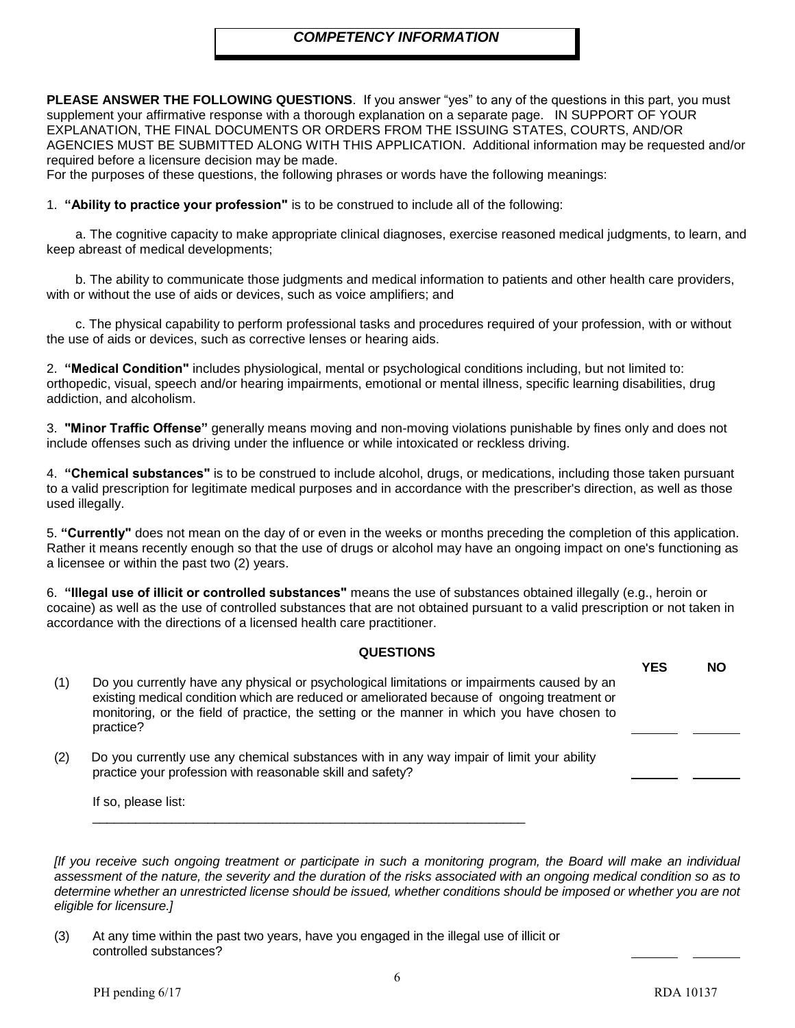## *COMPETENCY INFORMATION*

**PLEASE ANSWER THE FOLLOWING QUESTIONS**. If you answer "yes" to any of the questions in this part, you must supplement your affirmative response with a thorough explanation on a separate page. IN SUPPORT OF YOUR EXPLANATION, THE FINAL DOCUMENTS OR ORDERS FROM THE ISSUING STATES, COURTS, AND/OR AGENCIES MUST BE SUBMITTED ALONG WITH THIS APPLICATION. Additional information may be requested and/or required before a licensure decision may be made.

For the purposes of these questions, the following phrases or words have the following meanings:

1. **"Ability to practice your profession"** is to be construed to include all of the following:

   a. The cognitive capacity to make appropriate clinical diagnoses, exercise reasoned medical judgments, to learn, and keep abreast of medical developments;

   b. The ability to communicate those judgments and medical information to patients and other health care providers, with or without the use of aids or devices, such as voice amplifiers; and

   c. The physical capability to perform professional tasks and procedures required of your profession, with or without the use of aids or devices, such as corrective lenses or hearing aids.

2. **"Medical Condition"** includes physiological, mental or psychological conditions including, but not limited to: orthopedic, visual, speech and/or hearing impairments, emotional or mental illness, specific learning disabilities, drug addiction, and alcoholism.

3. **"Minor Traffic Offense"** generally means moving and non-moving violations punishable by fines only and does not include offenses such as driving under the influence or while intoxicated or reckless driving.

4. **"Chemical substances"** is to be construed to include alcohol, drugs, or medications, including those taken pursuant to a valid prescription for legitimate medical purposes and in accordance with the prescriber's direction, as well as those used illegally.

5. **"Currently"** does not mean on the day of or even in the weeks or months preceding the completion of this application. Rather it means recently enough so that the use of drugs or alcohol may have an ongoing impact on one's functioning as a licensee or within the past two (2) years.

6. **"Illegal use of illicit or controlled substances"** means the use of substances obtained illegally (e.g., heroin or cocaine) as well as the use of controlled substances that are not obtained pursuant to a valid prescription or not taken in accordance with the directions of a licensed health care practitioner.

### QUESTIONS

| | | YES | NO |
|---|---|---|---|
| (1) | Do you currently have any physical or psychological limitations or impairments caused by an existing medical condition which are reduced or ameliorated because of ongoing treatment or monitoring, or the field of practice, the setting or the manner in which you have chosen to practice? | _______ | _______ |
| (2) | Do you currently use any chemical substances with in any way impair of limit your ability practice your profession with reasonable skill and safety? | _______ | _______ |

If so, please list: ____________________________________________________________

*[If you receive such ongoing treatment or participate in such a monitoring program, the Board will make an individual assessment of the nature, the severity and the duration of the risks associated with an ongoing medical condition so as to determine whether an unrestricted license should be issued, whether conditions should be imposed or whether you are not eligible for licensure.]*

| | | YES | NO |
|---|---|---|---|
| (3) | At any time within the past two years, have you engaged in the illegal use of illicit or controlled substances? | _______ | _______ |

PH pending 6/17 RDA 10137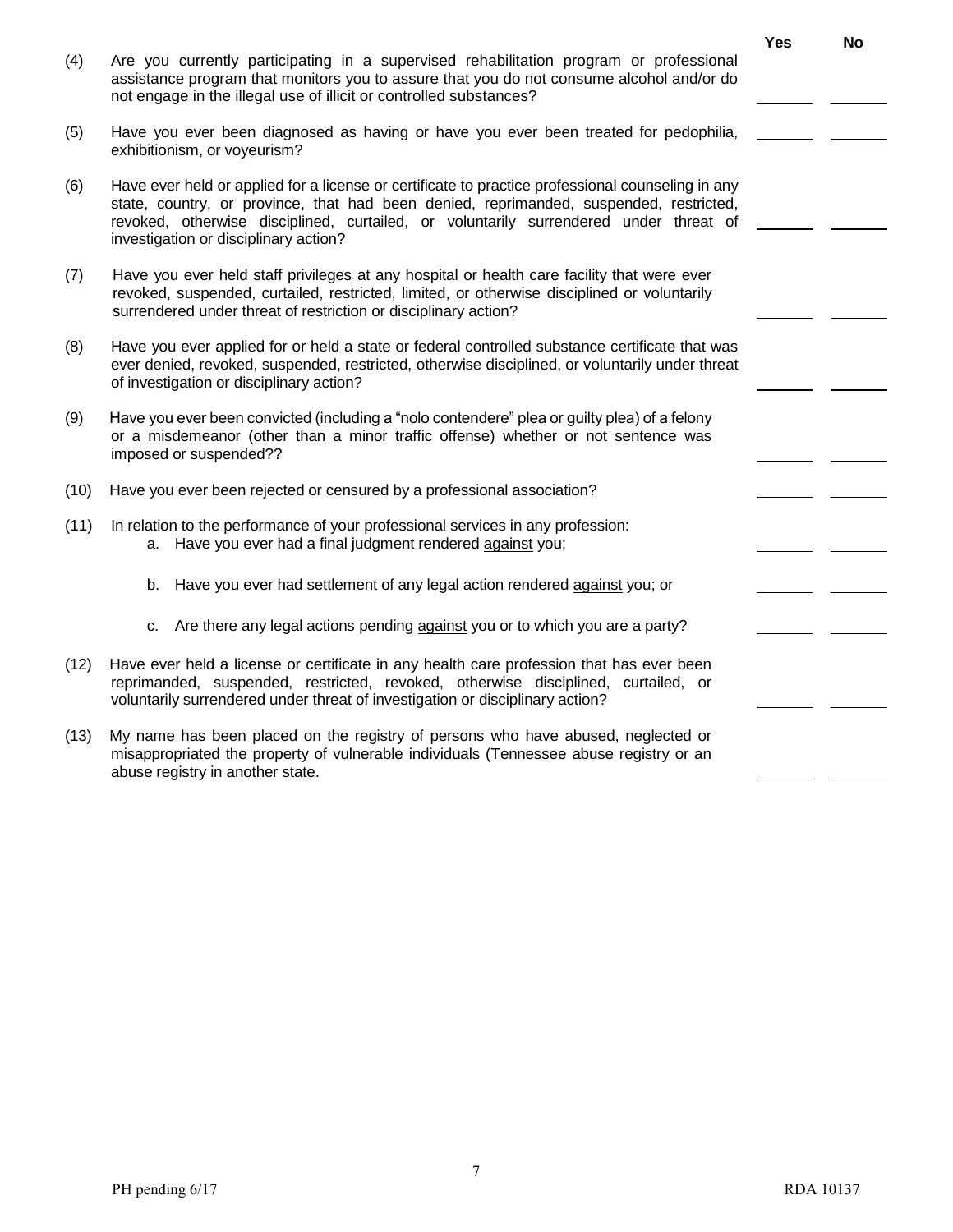| | | Yes | No |
|---|---|---|---|
| (4) | Are you currently participating in a supervised rehabilitation program or professional assistance program that monitors you to assure that you do not consume alcohol and/or do not engage in the illegal use of illicit or controlled substances? | _______ | _______ |
| (5) | Have you ever been diagnosed as having or have you ever been treated for pedophilia, exhibitionism, or voyeurism? | _______ | _______ |
| (6) | Have ever held or applied for a license or certificate to practice professional counseling in any state, country, or province, that had been denied, reprimanded, suspended, restricted, revoked, otherwise disciplined, curtailed, or voluntarily surrendered under threat of investigation or disciplinary action? | _______ | _______ |
| (7) | Have you ever held staff privileges at any hospital or health care facility that were ever revoked, suspended, curtailed, restricted, limited, or otherwise disciplined or voluntarily surrendered under threat of restriction or disciplinary action? | _______ | _______ |
| (8) | Have you ever applied for or held a state or federal controlled substance certificate that was ever denied, revoked, suspended, restricted, otherwise disciplined, or voluntarily under threat of investigation or disciplinary action? | _______ | _______ |
| (9) | Have you ever been convicted (including a "nolo contendere" plea or guilty plea) of a felony or a misdemeanor (other than a minor traffic offense) whether or not sentence was imposed or suspended?? | _______ | _______ |
| (10) | Have you ever been rejected or censured by a professional association? | _______ | _______ |
| (11) | In relation to the performance of your professional services in any profession: | | |
| | a. Have you ever had a final judgment rendered against you; | _______ | _______ |
| | b. Have you ever had settlement of any legal action rendered against you; or | _______ | _______ |
| | c. Are there any legal actions pending against you or to which you are a party? | _______ | _______ |
| (12) | Have ever held a license or certificate in any health care profession that has ever been reprimanded, suspended, restricted, revoked, otherwise disciplined, curtailed, or voluntarily surrendered under threat of investigation or disciplinary action? | _______ | _______ |
| (13) | My name has been placed on the registry of persons who have abused, neglected or misappropriated the property of vulnerable individuals (Tennessee abuse registry or an abuse registry in another state. | _______ | _______ |

PH pending 6/17 RDA 10137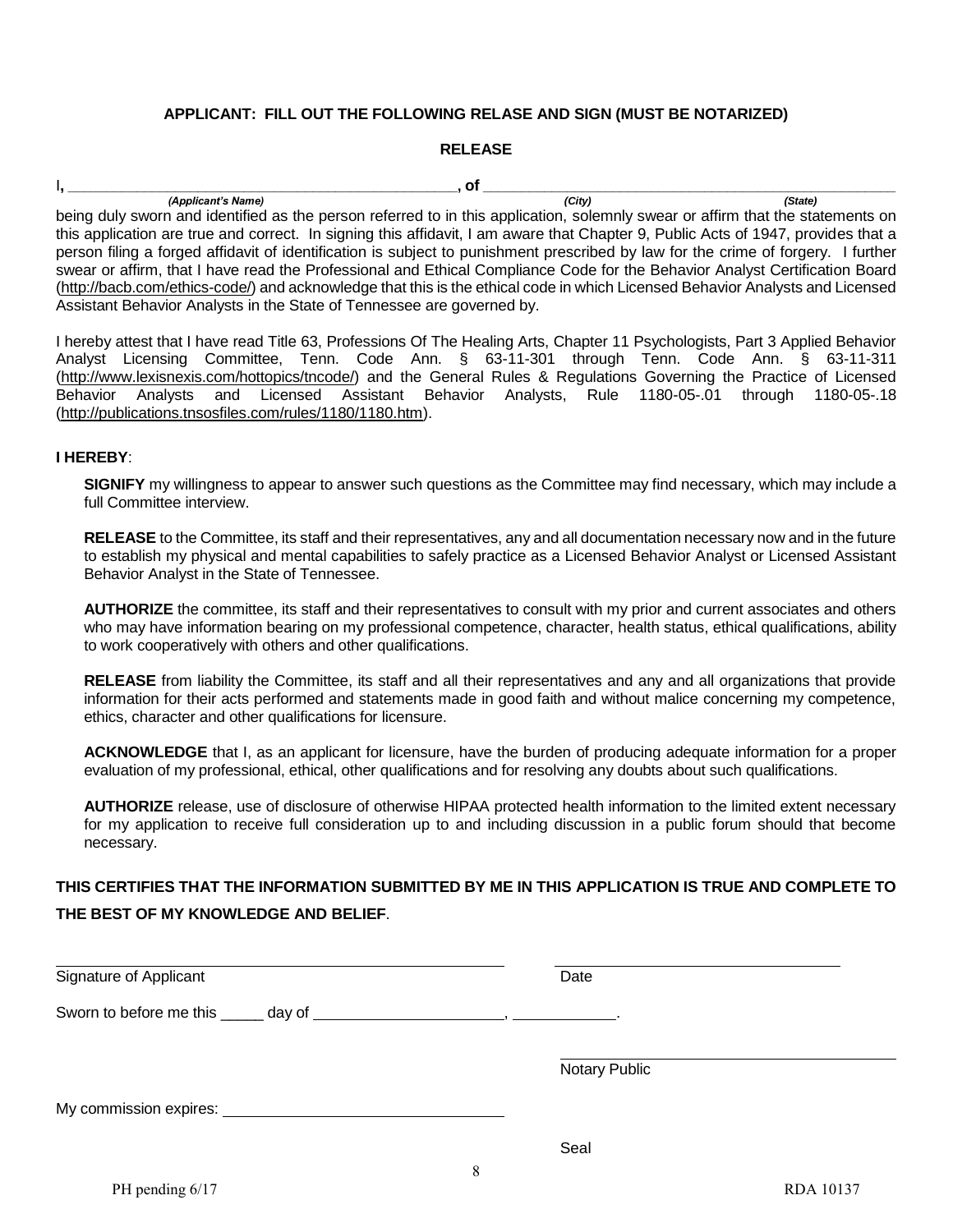**APPLICANT: FILL OUT THE FOLLOWING RELASE AND SIGN (MUST BE NOTARIZED)**

**RELEASE**

I, ______________________________________________, of ______________________________________________
*(Applicant's Name)* *(City)* *(State)*

being duly sworn and identified as the person referred to in this application, solemnly swear or affirm that the statements on this application are true and correct. In signing this affidavit, I am aware that Chapter 9, Public Acts of 1947, provides that a person filing a forged affidavit of identification is subject to punishment prescribed by law for the crime of forgery. I further swear or affirm, that I have read the Professional and Ethical Compliance Code for the Behavior Analyst Certification Board (http://bacb.com/ethics-code/) and acknowledge that this is the ethical code in which Licensed Behavior Analysts and Licensed Assistant Behavior Analysts in the State of Tennessee are governed by.

I hereby attest that I have read Title 63, Professions Of The Healing Arts, Chapter 11 Psychologists, Part 3 Applied Behavior Analyst Licensing Committee, Tenn. Code Ann. § 63-11-301 through Tenn. Code Ann. § 63-11-311 (http://www.lexisnexis.com/hottopics/tncode/) and the General Rules & Regulations Governing the Practice of Licensed Behavior Analysts and Licensed Assistant Behavior Analysts, Rule 1180-05-.01 through 1180-05-.18 (http://publications.tnsosfiles.com/rules/1180/1180.htm).

**I HEREBY**:

**SIGNIFY** my willingness to appear to answer such questions as the Committee may find necessary, which may include a full Committee interview.

**RELEASE** to the Committee, its staff and their representatives, any and all documentation necessary now and in the future to establish my physical and mental capabilities to safely practice as a Licensed Behavior Analyst or Licensed Assistant Behavior Analyst in the State of Tennessee.

**AUTHORIZE** the committee, its staff and their representatives to consult with my prior and current associates and others who may have information bearing on my professional competence, character, health status, ethical qualifications, ability to work cooperatively with others and other qualifications.

**RELEASE** from liability the Committee, its staff and all their representatives and any and all organizations that provide information for their acts performed and statements made in good faith and without malice concerning my competence, ethics, character and other qualifications for licensure.

**ACKNOWLEDGE** that I, as an applicant for licensure, have the burden of producing adequate information for a proper evaluation of my professional, ethical, other qualifications and for resolving any doubts about such qualifications.

**AUTHORIZE** release, use of disclosure of otherwise HIPAA protected health information to the limited extent necessary for my application to receive full consideration up to and including discussion in a public forum should that become necessary.

**THIS CERTIFIES THAT THE INFORMATION SUBMITTED BY ME IN THIS APPLICATION IS TRUE AND COMPLETE TO THE BEST OF MY KNOWLEDGE AND BELIEF**.

______________________________________________ ______________________________
Signature of Applicant Date

Sworn to before me this _____ day of ______________________, ____________.

______________________________________
Notary Public

My commission expires: ______________________________

Seal

PH pending 6/17 RDA 10137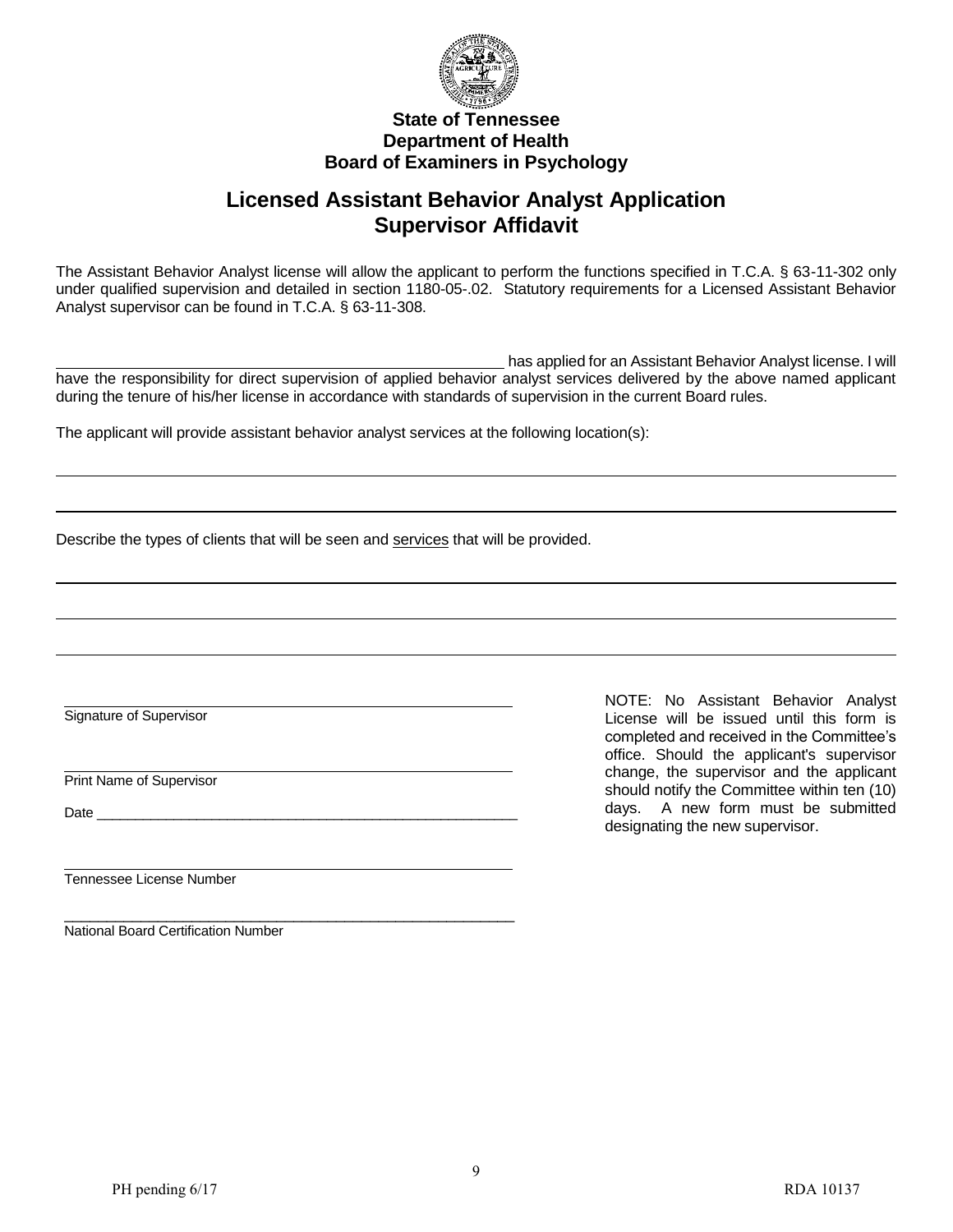**State of Tennessee**
**Department of Health**
**Board of Examiners in Psychology**

# Licensed Assistant Behavior Analyst Application
## Supervisor Affidavit

The Assistant Behavior Analyst license will allow the applicant to perform the functions specified in T.C.A. § 63-11-302 only under qualified supervision and detailed in section 1180-05-.02. Statutory requirements for a Licensed Assistant Behavior Analyst supervisor can be found in T.C.A. § 63-11-308.

_______________________________________________ has applied for an Assistant Behavior Analyst license. I will have the responsibility for direct supervision of applied behavior analyst services delivered by the above named applicant during the tenure of his/her license in accordance with standards of supervision in the current Board rules.

The applicant will provide assistant behavior analyst services at the following location(s):

_______________________________________________________________________________

_______________________________________________________________________________

Describe the types of clients that will be seen and services that will be provided.

_______________________________________________________________________________

_______________________________________________________________________________

_______________________________________________________________________________

_______________________________________________
Signature of Supervisor

_______________________________________________
Print Name of Supervisor

Date _______________________________________________

_______________________________________________
Tennessee License Number

_______________________________________________
National Board Certification Number

NOTE: No Assistant Behavior Analyst License will be issued until this form is completed and received in the Committee's office. Should the applicant's supervisor change, the supervisor and the applicant should notify the Committee within ten (10) days. A new form must be submitted designating the new supervisor.

PH pending 6/17

RDA 10137